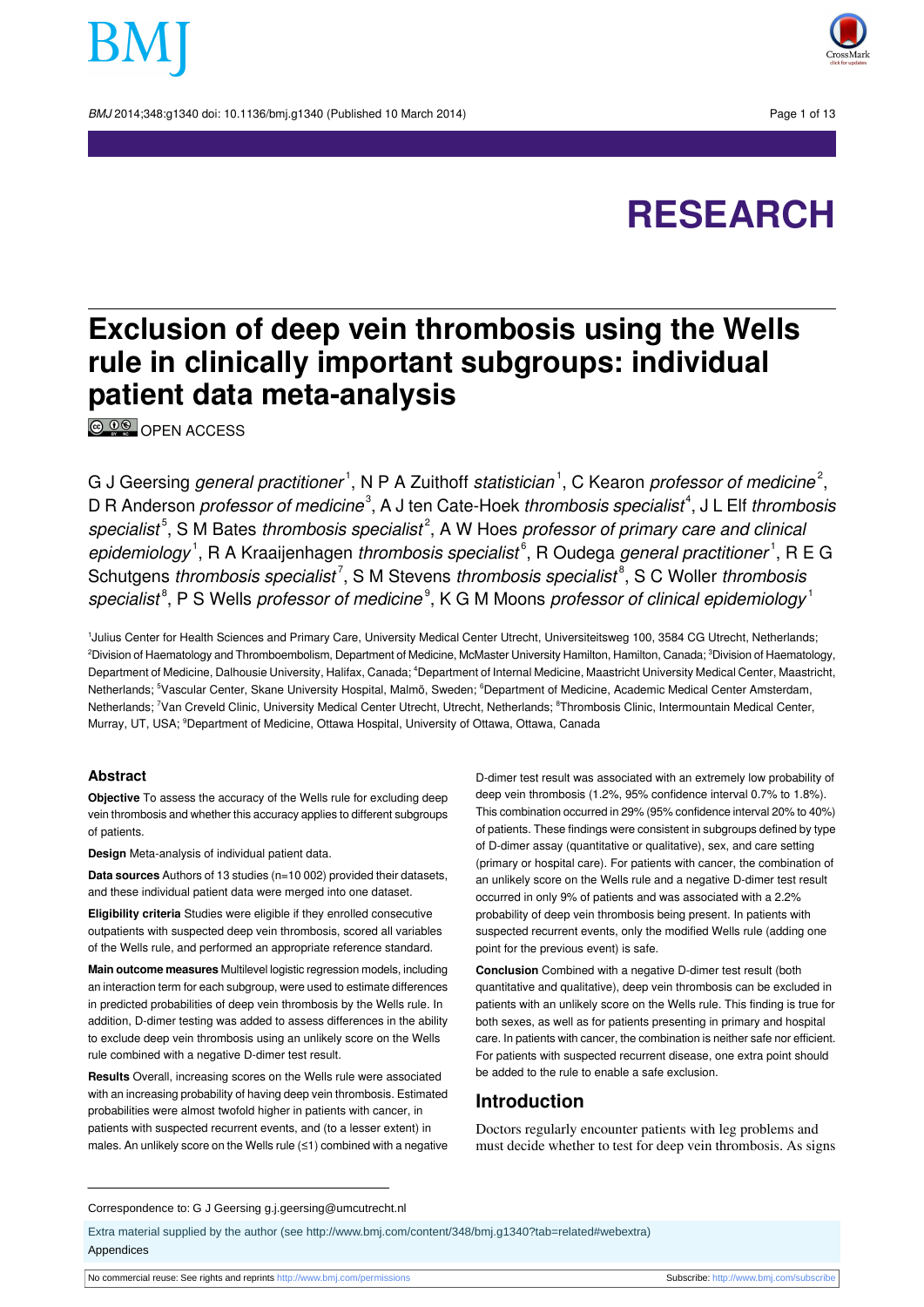# Exclusion of deep vein thrombosis using the Wells rule in clinically important subgroups: individual patient data meta-analysis

OPEN ACCESS

G J Geersing *general practitioner*[1], N P A Zuithoff *statistician*[1], C Kearon *professor of medicine*[2], D R Anderson *professor of medicine*[3], A J ten Cate-Hoek *thrombosis specialist*[4], J L Elf *thrombosis specialist*[5], S M Bates *thrombosis specialist*[2], A W Hoes *professor of primary care and clinical epidemiology*[1], R A Kraaijenhagen *thrombosis specialist*[6], R Oudega *general practitioner*[1], R E G Schutgens *thrombosis specialist*[7], S M Stevens *thrombosis specialist*[8], S C Woller *thrombosis specialist*[8], P S Wells *professor of medicine*[9], K G M Moons *professor of clinical epidemiology*[1]

[1]Julius Center for Health Sciences and Primary Care, University Medical Center Utrecht, Universiteitsweg 100, 3584 CG Utrecht, Netherlands; [2]Division of Haematology and Thromboembolism, Department of Medicine, McMaster University Hamilton, Hamilton, Canada; [3]Division of Haematology, Department of Medicine, Dalhousie University, Halifax, Canada; [4]Department of Internal Medicine, Maastricht University Medical Center, Maastricht, Netherlands; [5]Vascular Center, Skane University Hospital, Malmö, Sweden; [6]Department of Medicine, Academic Medical Center Amsterdam, Netherlands; [7]Van Creveld Clinic, University Medical Center Utrecht, Utrecht, Netherlands; [8]Thrombosis Clinic, Intermountain Medical Center, Murray, UT, USA; [9]Department of Medicine, Ottawa Hospital, University of Ottawa, Ottawa, Canada

## Abstract

**Objective** To assess the accuracy of the Wells rule for excluding deep vein thrombosis and whether this accuracy applies to different subgroups of patients.

**Design** Meta-analysis of individual patient data.

**Data sources** Authors of 13 studies (n=10 002) provided their datasets, and these individual patient data were merged into one dataset.

**Eligibility criteria** Studies were eligible if they enrolled consecutive outpatients with suspected deep vein thrombosis, scored all variables of the Wells rule, and performed an appropriate reference standard.

**Main outcome measures** Multilevel logistic regression models, including an interaction term for each subgroup, were used to estimate differences in predicted probabilities of deep vein thrombosis by the Wells rule. In addition, D-dimer testing was added to assess differences in the ability to exclude deep vein thrombosis using an unlikely score on the Wells rule combined with a negative D-dimer test result.

**Results** Overall, increasing scores on the Wells rule were associated with an increasing probability of having deep vein thrombosis. Estimated probabilities were almost twofold higher in patients with cancer, in patients with suspected recurrent events, and (to a lesser extent) in males. An unlikely score on the Wells rule (≤1) combined with a negative D-dimer test result was associated with an extremely low probability of deep vein thrombosis (1.2%, 95% confidence interval 0.7% to 1.8%). This combination occurred in 29% (95% confidence interval 20% to 40%) of patients. These findings were consistent in subgroups defined by type of D-dimer assay (quantitative or qualitative), sex, and care setting (primary or hospital care). For patients with cancer, the combination of an unlikely score on the Wells rule and a negative D-dimer test result occurred in only 9% of patients and was associated with a 2.2% probability of deep vein thrombosis being present. In patients with suspected recurrent events, only the modified Wells rule (adding one point for the previous event) is safe.

**Conclusion** Combined with a negative D-dimer test result (both quantitative and qualitative), deep vein thrombosis can be excluded in patients with an unlikely score on the Wells rule. This finding is true for both sexes, as well as for patients presenting in primary and hospital care. In patients with cancer, the combination is neither safe nor efficient. For patients with suspected recurrent disease, one extra point should be added to the rule to enable a safe exclusion.

## Introduction

Doctors regularly encounter patients with leg problems and must decide whether to test for deep vein thrombosis. As signs

Correspondence to: G J Geersing g.j.geersing@umcutrecht.nl

Extra material supplied by the author (see http://www.bmj.com/content/348/bmj.g1340?tab=related#webextra)

Appendices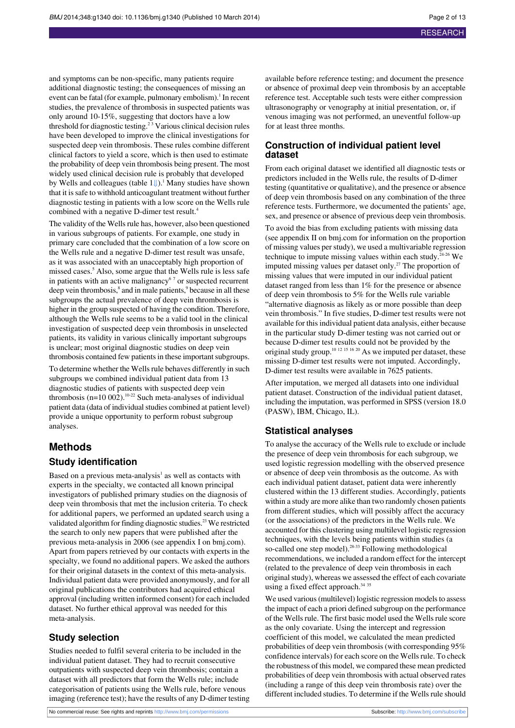and symptoms can be non-specific, many patients require additional diagnostic testing; the consequences of missing an event can be fatal (for example, pulmonary embolism).[1] In recent studies, the prevalence of thrombosis in suspected patients was only around 10-15%, suggesting that doctors have a low threshold for diagnostic testing.[2,3] Various clinical decision rules have been developed to improve the clinical investigations for suspected deep vein thrombosis. These rules combine different clinical factors to yield a score, which is then used to estimate the probability of deep vein thrombosis being present. The most widely used clinical decision rule is probably that developed by Wells and colleagues (table 1⇓).[1] Many studies have shown that it is safe to withhold anticoagulant treatment without further diagnostic testing in patients with a low score on the Wells rule combined with a negative D-dimer test result.[4]

The validity of the Wells rule has, however, also been questioned in various subgroups of patients. For example, one study in primary care concluded that the combination of a low score on the Wells rule and a negative D-dimer test result was unsafe, as it was associated with an unacceptably high proportion of missed cases.[5] Also, some argue that the Wells rule is less safe in patients with an active malignancy[6,7] or suspected recurrent deep vein thrombosis,[8] and in male patients,[9] because in all these subgroups the actual prevalence of deep vein thrombosis is higher in the group suspected of having the condition. Therefore, although the Wells rule seems to be a valid tool in the clinical investigation of suspected deep vein thrombosis in unselected patients, its validity in various clinically important subgroups is unclear; most original diagnostic studies on deep vein thrombosis contained few patients in these important subgroups.

To determine whether the Wells rule behaves differently in such subgroups we combined individual patient data from 13 diagnostic studies of patients with suspected deep vein thrombosis (n=10 002).[10-22] Such meta-analyses of individual patient data (data of individual studies combined at patient level) provide a unique opportunity to perform robust subgroup analyses.

## Methods

### Study identification

Based on a previous meta-analysis[1] as well as contacts with experts in the specialty, we contacted all known principal investigators of published primary studies on the diagnosis of deep vein thrombosis that met the inclusion criteria. To check for additional papers, we performed an updated search using a validated algorithm for finding diagnostic studies.[23] We restricted the search to only new papers that were published after the previous meta-analysis in 2006 (see appendix I on bmj.com). Apart from papers retrieved by our contacts with experts in the specialty, we found no additional papers. We asked the authors for their original datasets in the context of this meta-analysis. Individual patient data were provided anonymously, and for all original publications the contributors had acquired ethical approval (including written informed consent) for each included dataset. No further ethical approval was needed for this meta-analysis.

### Study selection

Studies needed to fulfil several criteria to be included in the individual patient dataset. They had to recruit consecutive outpatients with suspected deep vein thrombosis; contain a dataset with all predictors that form the Wells rule; include categorisation of patients using the Wells rule, before venous imaging (reference test); have the results of any D-dimer testing available before reference testing; and document the presence or absence of proximal deep vein thrombosis by an acceptable reference test. Acceptable such tests were either compression ultrasonography or venography at initial presentation, or, if venous imaging was not performed, an uneventful follow-up for at least three months.

### Construction of individual patient level dataset

From each original dataset we identified all diagnostic tests or predictors included in the Wells rule, the results of D-dimer testing (quantitative or qualitative), and the presence or absence of deep vein thrombosis based on any combination of the three reference tests. Furthermore, we documented the patients' age, sex, and presence or absence of previous deep vein thrombosis.

To avoid the bias from excluding patients with missing data (see appendix II on bmj.com for information on the proportion of missing values per study), we used a multivariable regression technique to impute missing values within each study.[24-26] We imputed missing values per dataset only.[27] The proportion of missing values that were imputed in our individual patient dataset ranged from less than 1% for the presence or absence of deep vein thrombosis to 5% for the Wells rule variable "alternative diagnosis as likely as or more possible than deep vein thrombosis." In five studies, D-dimer test results were not available for this individual patient data analysis, either because in the particular study D-dimer testing was not carried out or because D-dimer test results could not be provided by the original study group.[10,12,15,16,20] As we imputed per dataset, these missing D-dimer test results were not imputed. Accordingly, D-dimer test results were available in 7625 patients.

After imputation, we merged all datasets into one individual patient dataset. Construction of the individual patient dataset, including the imputation, was performed in SPSS (version 18.0 (PASW), IBM, Chicago, IL).

### Statistical analyses

To analyse the accuracy of the Wells rule to exclude or include the presence of deep vein thrombosis for each subgroup, we used logistic regression modelling with the observed presence or absence of deep vein thrombosis as the outcome. As with each individual patient dataset, patient data were inherently clustered within the 13 different studies. Accordingly, patients within a study are more alike than two randomly chosen patients from different studies, which will possibly affect the accuracy (or the associations) of the predictors in the Wells rule. We accounted for this clustering using multilevel logistic regression techniques, with the levels being patients within studies (a so-called one step model).[28-33] Following methodological recommendations, we included a random effect for the intercept (related to the prevalence of deep vein thrombosis in each original study), whereas we assessed the effect of each covariate using a fixed effect approach.[34,35]

We used various (multilevel) logistic regression models to assess the impact of each a priori defined subgroup on the performance of the Wells rule. The first basic model used the Wells rule score as the only covariate. Using the intercept and regression coefficient of this model, we calculated the mean predicted probabilities of deep vein thrombosis (with corresponding 95% confidence intervals) for each score on the Wells rule. To check the robustness of this model, we compared these mean predicted probabilities of deep vein thrombosis with actual observed rates (including a range of this deep vein thrombosis rate) over the different included studies. To determine if the Wells rule should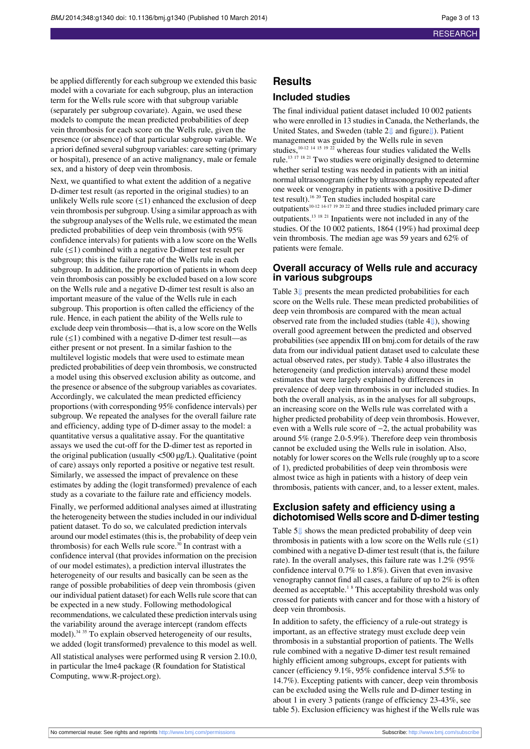be applied differently for each subgroup we extended this basic model with a covariate for each subgroup, plus an interaction term for the Wells rule score with that subgroup variable (separately per subgroup covariate). Again, we used these models to compute the mean predicted probabilities of deep vein thrombosis for each score on the Wells rule, given the presence (or absence) of that particular subgroup variable. We a priori defined several subgroup variables: care setting (primary or hospital), presence of an active malignancy, male or female sex, and a history of deep vein thrombosis.

Next, we quantified to what extent the addition of a negative D-dimer test result (as reported in the original studies) to an unlikely Wells rule score (≤1) enhanced the exclusion of deep vein thrombosis per subgroup. Using a similar approach as with the subgroup analyses of the Wells rule, we estimated the mean predicted probabilities of deep vein thrombosis (with 95% confidence intervals) for patients with a low score on the Wells rule (≤1) combined with a negative D-dimer test result per subgroup; this is the failure rate of the Wells rule in each subgroup. In addition, the proportion of patients in whom deep vein thrombosis can possibly be excluded based on a low score on the Wells rule and a negative D-dimer test result is also an important measure of the value of the Wells rule in each subgroup. This proportion is often called the efficiency of the rule. Hence, in each patient the ability of the Wells rule to exclude deep vein thrombosis—that is, a low score on the Wells rule (≤1) combined with a negative D-dimer test result—as either present or not present. In a similar fashion to the multilevel logistic models that were used to estimate mean predicted probabilities of deep vein thrombosis, we constructed a model using this observed exclusion ability as outcome, and the presence or absence of the subgroup variables as covariates. Accordingly, we calculated the mean predicted efficiency proportions (with corresponding 95% confidence intervals) per subgroup. We repeated the analyses for the overall failure rate and efficiency, adding type of D-dimer assay to the model: a quantitative versus a qualitative assay. For the quantitative assays we used the cut-off for the D-dimer test as reported in the original publication (usually <500 µg/L). Qualitative (point of care) assays only reported a positive or negative test result. Similarly, we assessed the impact of prevalence on these estimates by adding the (logit transformed) prevalence of each study as a covariate to the failure rate and efficiency models.

Finally, we performed additional analyses aimed at illustrating the heterogeneity between the studies included in our individual patient dataset. To do so, we calculated prediction intervals around our model estimates (this is, the probability of deep vein thrombosis) for each Wells rule score.[30] In contrast with a confidence interval (that provides information on the precision of our model estimates), a prediction interval illustrates the heterogeneity of our results and basically can be seen as the range of possible probabilities of deep vein thrombosis (given our individual patient dataset) for each Wells rule score that can be expected in a new study. Following methodological recommendations, we calculated these prediction intervals using the variability around the average intercept (random effects model).[34,35] To explain observed heterogeneity of our results, we added (logit transformed) prevalence to this model as well.

All statistical analyses were performed using R version 2.10.0, in particular the lme4 package (R foundation for Statistical Computing, www.R-project.org).

# Results

## Included studies

The final individual patient dataset included 10 002 patients who were enrolled in 13 studies in Canada, the Netherlands, the United States, and Sweden (table 2⇓ and figure⇓). Patient management was guided by the Wells rule in seven studies,[10-12,14,15,19,22] whereas four studies validated the Wells rule.[13,17,18,21] Two studies were originally designed to determine whether serial testing was needed in patients with an initial normal ultrasonogram (either by ultrasonography repeated after one week or venography in patients with a positive D-dimer test result).[16,20] Ten studies included hospital care outpatients[10-12,14-17,19,20,22] and three studies included primary care outpatients.[13,18,21] Inpatients were not included in any of the studies. Of the 10 002 patients, 1864 (19%) had proximal deep vein thrombosis. The median age was 59 years and 62% of patients were female.

## Overall accuracy of Wells rule and accuracy in various subgroups

Table 3⇓ presents the mean predicted probabilities for each score on the Wells rule. These mean predicted probabilities of deep vein thrombosis are compared with the mean actual observed rate from the included studies (table 4⇓), showing overall good agreement between the predicted and observed probabilities (see appendix III on bmj.com for details of the raw data from our individual patient dataset used to calculate these actual observed rates, per study). Table 4 also illustrates the heterogeneity (and prediction intervals) around these model estimates that were largely explained by differences in prevalence of deep vein thrombosis in our included studies. In both the overall analysis, as in the analyses for all subgroups, an increasing score on the Wells rule was correlated with a higher predicted probability of deep vein thrombosis. However, even with a Wells rule score of −2, the actual probability was around 5% (range 2.0-5.9%). Therefore deep vein thrombosis cannot be excluded using the Wells rule in isolation. Also, notably for lower scores on the Wells rule (roughly up to a score of 1), predicted probabilities of deep vein thrombosis were almost twice as high in patients with a history of deep vein thrombosis, patients with cancer, and, to a lesser extent, males.

## Exclusion safety and efficiency using a dichotomised Wells score and D-dimer testing

Table 5⇓ shows the mean predicted probability of deep vein thrombosis in patients with a low score on the Wells rule (≤1) combined with a negative D-dimer test result (that is, the failure rate). In the overall analyses, this failure rate was 1.2% (95% confidence interval 0.7% to 1.8%). Given that even invasive venography cannot find all cases, a failure of up to 2% is often deemed as acceptable.[1,8] This acceptability threshold was only crossed for patients with cancer and for those with a history of deep vein thrombosis.

In addition to safety, the efficiency of a rule-out strategy is important, as an effective strategy must exclude deep vein thrombosis in a substantial proportion of patients. The Wells rule combined with a negative D-dimer test result remained highly efficient among subgroups, except for patients with cancer (efficiency 9.1%, 95% confidence interval 5.5% to 14.7%). Excepting patients with cancer, deep vein thrombosis can be excluded using the Wells rule and D-dimer testing in about 1 in every 3 patients (range of efficiency 23-43%, see table 5). Exclusion efficiency was highest if the Wells rule was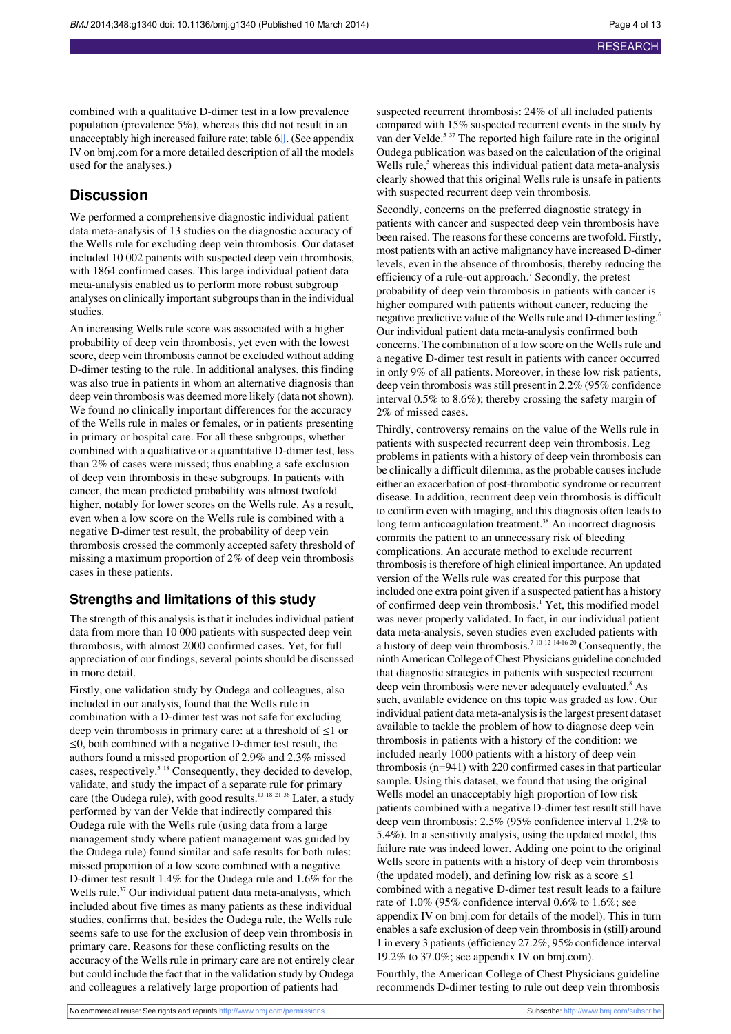combined with a qualitative D-dimer test in a low prevalence population (prevalence 5%), whereas this did not result in an unacceptably high increased failure rate; table 6⇓. (See appendix IV on bmj.com for a more detailed description of all the models used for the analyses.)

## Discussion

We performed a comprehensive diagnostic individual patient data meta-analysis of 13 studies on the diagnostic accuracy of the Wells rule for excluding deep vein thrombosis. Our dataset included 10 002 patients with suspected deep vein thrombosis, with 1864 confirmed cases. This large individual patient data meta-analysis enabled us to perform more robust subgroup analyses on clinically important subgroups than in the individual studies.

An increasing Wells rule score was associated with a higher probability of deep vein thrombosis, yet even with the lowest score, deep vein thrombosis cannot be excluded without adding D-dimer testing to the rule. In additional analyses, this finding was also true in patients in whom an alternative diagnosis than deep vein thrombosis was deemed more likely (data not shown). We found no clinically important differences for the accuracy of the Wells rule in males or females, or in patients presenting in primary or hospital care. For all these subgroups, whether combined with a qualitative or a quantitative D-dimer test, less than 2% of cases were missed; thus enabling a safe exclusion of deep vein thrombosis in these subgroups. In patients with cancer, the mean predicted probability was almost twofold higher, notably for lower scores on the Wells rule. As a result, even when a low score on the Wells rule is combined with a negative D-dimer test result, the probability of deep vein thrombosis crossed the commonly accepted safety threshold of missing a maximum proportion of 2% of deep vein thrombosis cases in these patients.

### Strengths and limitations of this study

The strength of this analysis is that it includes individual patient data from more than 10 000 patients with suspected deep vein thrombosis, with almost 2000 confirmed cases. Yet, for full appreciation of our findings, several points should be discussed in more detail.

Firstly, one validation study by Oudega and colleagues, also included in our analysis, found that the Wells rule in combination with a D-dimer test was not safe for excluding deep vein thrombosis in primary care: at a threshold of ≤1 or ≤0, both combined with a negative D-dimer test result, the authors found a missed proportion of 2.9% and 2.3% missed cases, respectively.[5 18] Consequently, they decided to develop, validate, and study the impact of a separate rule for primary care (the Oudega rule), with good results.[13 18 21 36] Later, a study performed by van der Velde that indirectly compared this Oudega rule with the Wells rule (using data from a large management study where patient management was guided by the Oudega rule) found similar and safe results for both rules: missed proportion of a low score combined with a negative D-dimer test result 1.4% for the Oudega rule and 1.6% for the Wells rule.[37] Our individual patient data meta-analysis, which included about five times as many patients as these individual studies, confirms that, besides the Oudega rule, the Wells rule seems safe to use for the exclusion of deep vein thrombosis in primary care. Reasons for these conflicting results on the accuracy of the Wells rule in primary care are not entirely clear but could include the fact that in the validation study by Oudega and colleagues a relatively large proportion of patients had suspected recurrent thrombosis: 24% of all included patients compared with 15% suspected recurrent events in the study by van der Velde.[5 37] The reported high failure rate in the original Oudega publication was based on the calculation of the original Wells rule,[5] whereas this individual patient data meta-analysis clearly showed that this original Wells rule is unsafe in patients with suspected recurrent deep vein thrombosis.

Secondly, concerns on the preferred diagnostic strategy in patients with cancer and suspected deep vein thrombosis have been raised. The reasons for these concerns are twofold. Firstly, most patients with an active malignancy have increased D-dimer levels, even in the absence of thrombosis, thereby reducing the efficiency of a rule-out approach.[7] Secondly, the pretest probability of deep vein thrombosis in patients with cancer is higher compared with patients without cancer, reducing the negative predictive value of the Wells rule and D-dimer testing.[6] Our individual patient data meta-analysis confirmed both concerns. The combination of a low score on the Wells rule and a negative D-dimer test result in patients with cancer occurred in only 9% of all patients. Moreover, in these low risk patients, deep vein thrombosis was still present in 2.2% (95% confidence interval 0.5% to 8.6%); thereby crossing the safety margin of 2% of missed cases.

Thirdly, controversy remains on the value of the Wells rule in patients with suspected recurrent deep vein thrombosis. Leg problems in patients with a history of deep vein thrombosis can be clinically a difficult dilemma, as the probable causes include either an exacerbation of post-thrombotic syndrome or recurrent disease. In addition, recurrent deep vein thrombosis is difficult to confirm even with imaging, and this diagnosis often leads to long term anticoagulation treatment.[38] An incorrect diagnosis commits the patient to an unnecessary risk of bleeding complications. An accurate method to exclude recurrent thrombosis is therefore of high clinical importance. An updated version of the Wells rule was created for this purpose that included one extra point given if a suspected patient has a history of confirmed deep vein thrombosis.[1] Yet, this modified model was never properly validated. In fact, in our individual patient data meta-analysis, seven studies even excluded patients with a history of deep vein thrombosis.[7 10 12 14-16 20] Consequently, the ninth American College of Chest Physicians guideline concluded that diagnostic strategies in patients with suspected recurrent deep vein thrombosis were never adequately evaluated.[8] As such, available evidence on this topic was graded as low. Our individual patient data meta-analysis is the largest present dataset available to tackle the problem of how to diagnose deep vein thrombosis in patients with a history of the condition: we included nearly 1000 patients with a history of deep vein thrombosis (n=941) with 220 confirmed cases in that particular sample. Using this dataset, we found that using the original Wells model an unacceptably high proportion of low risk patients combined with a negative D-dimer test result still have deep vein thrombosis: 2.5% (95% confidence interval 1.2% to 5.4%). In a sensitivity analysis, using the updated model, this failure rate was indeed lower. Adding one point to the original Wells score in patients with a history of deep vein thrombosis (the updated model), and defining low risk as a score ≤1 combined with a negative D-dimer test result leads to a failure rate of 1.0% (95% confidence interval 0.6% to 1.6%; see appendix IV on bmj.com for details of the model). This in turn enables a safe exclusion of deep vein thrombosis in (still) around 1 in every 3 patients (efficiency 27.2%, 95% confidence interval 19.2% to 37.0%; see appendix IV on bmj.com).

Fourthly, the American College of Chest Physicians guideline recommends D-dimer testing to rule out deep vein thrombosis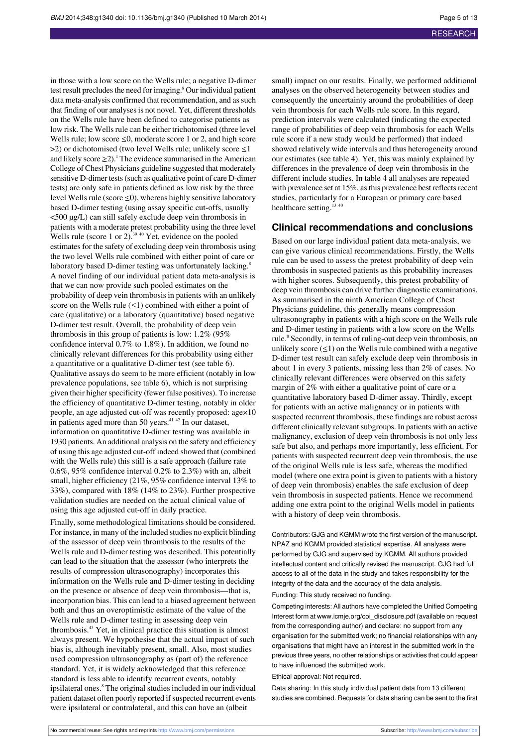in those with a low score on the Wells rule; a negative D-dimer test result precludes the need for imaging.[8] Our individual patient data meta-analysis confirmed that recommendation, and as such that finding of our analyses is not novel. Yet, different thresholds on the Wells rule have been defined to categorise patients as low risk. The Wells rule can be either trichotomised (three level Wells rule; low score ≤0, moderate score 1 or 2, and high score >2) or dichotomised (two level Wells rule; unlikely score ≤1 and likely score ≥2).[1] The evidence summarised in the American College of Chest Physicians guideline suggested that moderately sensitive D-dimer tests (such as qualitative point of care D-dimer tests) are only safe in patients defined as low risk by the three level Wells rule (score ≤0), whereas highly sensitive laboratory based D-dimer testing (using assay specific cut-offs, usually <500 µg/L) can still safely exclude deep vein thrombosis in patients with a moderate pretest probability using the three level Wells rule (score 1 or 2).[39,40] Yet, evidence on the pooled estimates for the safety of excluding deep vein thrombosis using the two level Wells rule combined with either point of care or laboratory based D-dimer testing was unfortunately lacking.[8] A novel finding of our individual patient data meta-analysis is that we can now provide such pooled estimates on the probability of deep vein thrombosis in patients with an unlikely score on the Wells rule (≤1) combined with either a point of care (qualitative) or a laboratory (quantitative) based negative D-dimer test result. Overall, the probability of deep vein thrombosis in this group of patients is low: 1.2% (95% confidence interval 0.7% to 1.8%). In addition, we found no clinically relevant differences for this probability using either a quantitative or a qualitative D-dimer test (see table 6). Qualitative assays do seem to be more efficient (notably in low prevalence populations, see table 6), which is not surprising given their higher specificity (fewer false positives). To increase the efficiency of quantitative D-dimer testing, notably in older people, an age adjusted cut-off was recently proposed: age×10 in patients aged more than 50 years.[41,42] In our dataset, information on quantitative D-dimer testing was available in 1930 patients. An additional analysis on the safety and efficiency of using this age adjusted cut-off indeed showed that (combined with the Wells rule) this still is a safe approach (failure rate 0.6%, 95% confidence interval 0.2% to 2.3%) with an, albeit small, higher efficiency (21%, 95% confidence interval 13% to 33%), compared with 18% (14% to 23%). Further prospective validation studies are needed on the actual clinical value of using this age adjusted cut-off in daily practice.

Finally, some methodological limitations should be considered. For instance, in many of the included studies no explicit blinding of the assessor of deep vein thrombosis to the results of the Wells rule and D-dimer testing was described. This potentially can lead to the situation that the assessor (who interprets the results of compression ultrasonography) incorporates this information on the Wells rule and D-dimer testing in deciding on the presence or absence of deep vein thrombosis—that is, incorporation bias. This can lead to a biased agreement between both and thus an overoptimistic estimate of the value of the Wells rule and D-dimer testing in assessing deep vein thrombosis.[43] Yet, in clinical practice this situation is almost always present. We hypothesise that the actual impact of such bias is, although inevitably present, small. Also, most studies used compression ultrasonography as (part of) the reference standard. Yet, it is widely acknowledged that this reference standard is less able to identify recurrent events, notably ipsilateral ones.[8] The original studies included in our individual patient dataset often poorly reported if suspected recurrent events were ipsilateral or contralateral, and this can have an (albeit small) impact on our results. Finally, we performed additional analyses on the observed heterogeneity between studies and consequently the uncertainty around the probabilities of deep vein thrombosis for each Wells rule score. In this regard, prediction intervals were calculated (indicating the expected range of probabilities of deep vein thrombosis for each Wells rule score if a new study would be performed) that indeed showed relatively wide intervals and thus heterogeneity around our estimates (see table 4). Yet, this was mainly explained by differences in the prevalence of deep vein thrombosis in the different include studies. In table 4 all analyses are repeated with prevalence set at 15%, as this prevalence best reflects recent studies, particularly for a European or primary care based healthcare setting.[13,40]

## Clinical recommendations and conclusions

Based on our large individual patient data meta-analysis, we can give various clinical recommendations. Firstly, the Wells rule can be used to assess the pretest probability of deep vein thrombosis in suspected patients as this probability increases with higher scores. Subsequently, this pretest probability of deep vein thrombosis can drive further diagnostic examinations. As summarised in the ninth American College of Chest Physicians guideline, this generally means compression ultrasonography in patients with a high score on the Wells rule and D-dimer testing in patients with a low score on the Wells rule.[8] Secondly, in terms of ruling-out deep vein thrombosis, an unlikely score (≤1) on the Wells rule combined with a negative D-dimer test result can safely exclude deep vein thrombosis in about 1 in every 3 patients, missing less than 2% of cases. No clinically relevant differences were observed on this safety margin of 2% with either a qualitative point of care or a quantitative laboratory based D-dimer assay. Thirdly, except for patients with an active malignancy or in patients with suspected recurrent thrombosis, these findings are robust across different clinically relevant subgroups. In patients with an active malignancy, exclusion of deep vein thrombosis is not only less safe but also, and perhaps more importantly, less efficient. For patients with suspected recurrent deep vein thrombosis, the use of the original Wells rule is less safe, whereas the modified model (where one extra point is given to patients with a history of deep vein thrombosis) enables the safe exclusion of deep vein thrombosis in suspected patients. Hence we recommend adding one extra point to the original Wells model in patients with a history of deep vein thrombosis.

Contributors: GJG and KGMM wrote the first version of the manuscript. NPAZ and KGMM provided statistical expertise. All analyses were performed by GJG and supervised by KGMM. All authors provided intellectual content and critically revised the manuscript. GJG had full access to all of the data in the study and takes responsibility for the integrity of the data and the accuracy of the data analysis.

Funding: This study received no funding.

Competing interests: All authors have completed the Unified Competing Interest form at www.icmje.org/coi_disclosure.pdf (available on request from the corresponding author) and declare: no support from any organisation for the submitted work; no financial relationships with any organisations that might have an interest in the submitted work in the previous three years, no other relationships or activities that could appear to have influenced the submitted work.

Ethical approval: Not required.

Data sharing: In this study individual patient data from 13 different studies are combined. Requests for data sharing can be sent to the first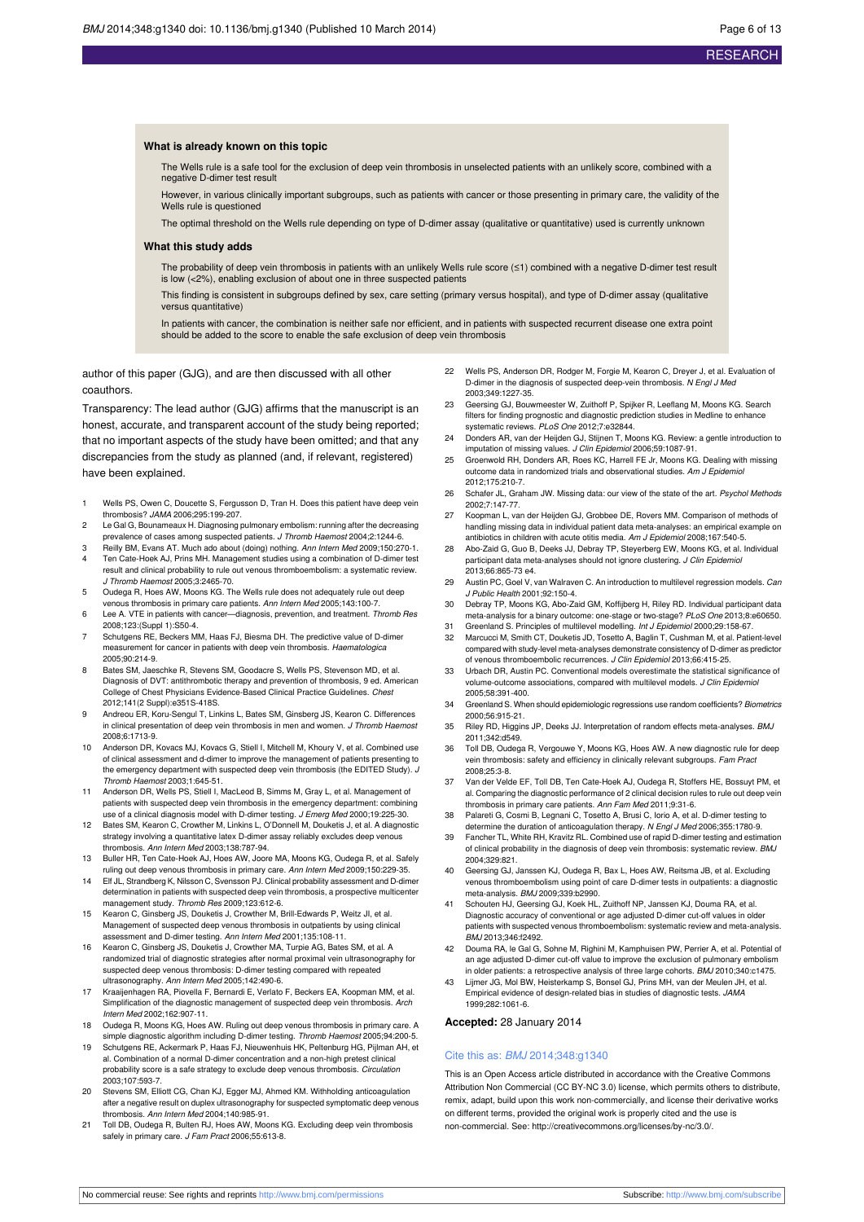### What is already known on this topic

The Wells rule is a safe tool for the exclusion of deep vein thrombosis in unselected patients with an unlikely score, combined with a negative D-dimer test result

However, in various clinically important subgroups, such as patients with cancer or those presenting in primary care, the validity of the Wells rule is questioned

The optimal threshold on the Wells rule depending on type of D-dimer assay (qualitative or quantitative) used is currently unknown

### What this study adds

The probability of deep vein thrombosis in patients with an unlikely Wells rule score (≤1) combined with a negative D-dimer test result is low (<2%), enabling exclusion of about one in three suspected patients

This finding is consistent in subgroups defined by sex, care setting (primary versus hospital), and type of D-dimer assay (qualitative versus quantitative)

In patients with cancer, the combination is neither safe nor efficient, and in patients with suspected recurrent disease one extra point should be added to the score to enable the safe exclusion of deep vein thrombosis

author of this paper (GJG), and are then discussed with all other coauthors.

Transparency: The lead author (GJG) affirms that the manuscript is an honest, accurate, and transparent account of the study being reported; that no important aspects of the study have been omitted; and that any discrepancies from the study as planned (and, if relevant, registered) have been explained.

1. Wells PS, Owen C, Doucette S, Fergusson D, Tran H. Does this patient have deep vein thrombosis? *JAMA* 2006;295:199-207.
2. Le Gal G, Bounameaux H. Diagnosing pulmonary embolism: running after the decreasing prevalence of cases among suspected patients. *J Thromb Haemost* 2004;2:1244-6.
3. Reilly BM, Evans AT. Much ado about (doing) nothing. *Ann Intern Med* 2009;150:270-1.
4. Ten Cate-Hoek AJ, Prins MH. Management studies using a combination of D-dimer test result and clinical probability to rule out venous thromboembolism: a systematic review. *J Thromb Haemost* 2005;3:2465-70.
5. Oudega R, Hoes AW, Moons KG. The Wells rule does not adequately rule out deep venous thrombosis in primary care patients. *Ann Intern Med* 2005;143:100-7.
6. Lee A. VTE in patients with cancer—diagnosis, prevention, and treatment. *Thromb Res* 2008;123:(Suppl 1):S50-4.
7. Schutgens RE, Beckers MM, Haas FJ, Biesma DH. The predictive value of D-dimer measurement for cancer in patients with deep vein thrombosis. *Haematologica* 2005;90:214-9.
8. Bates SM, Jaeschke R, Stevens SM, Goodacre S, Wells PS, Stevenson MD, et al. Diagnosis of DVT: antithrombotic therapy and prevention of thrombosis, 9 ed. American College of Chest Physicians Evidence-Based Clinical Practice Guidelines. *Chest* 2012;141(2 Suppl):e351S-418S.
9. Andreou ER, Koru-Sengul T, Linkins L, Bates SM, Ginsberg JS, Kearon C. Differences in clinical presentation of deep vein thrombosis in men and women. *J Thromb Haemost* 2008;6:1713-9.
10. Anderson DR, Kovacs MJ, Kovacs G, Stiell I, Mitchell M, Khoury V, et al. Combined use of clinical assessment and d-dimer to improve the management of patients presenting to the emergency department with suspected deep vein thrombosis (the EDITED Study). *J Thromb Haemost* 2003;1:645-51.
11. Anderson DR, Wells PS, Stiell I, MacLeod B, Simms M, Gray L, et al. Management of patients with suspected deep vein thrombosis in the emergency department: combining use of a clinical diagnosis model with D-dimer testing. *J Emerg Med* 2000;19:225-30.
12. Bates SM, Kearon C, Crowther M, Linkins L, O'Donnell M, Douketis J, et al. A diagnostic strategy involving a quantitative latex D-dimer assay reliably excludes deep venous thrombosis. *Ann Intern Med* 2003;138:787-94.
13. Buller HR, Ten Cate-Hoek AJ, Hoes AW, Joore MA, Moons KG, Oudega R, et al. Safely ruling out deep venous thrombosis in primary care. *Ann Intern Med* 2009;150:229-35.
14. Elf JL, Strandberg K, Nilsson C, Svensson PJ. Clinical probability assessment and D-dimer determination in patients with suspected deep vein thrombosis, a prospective multicenter management study. *Thromb Res* 2009;123:612-6.
15. Kearon C, Ginsberg JS, Douketis J, Crowther M, Brill-Edwards P, Weitz JI, et al. Management of suspected deep venous thrombosis in outpatients by using clinical assessment and D-dimer testing. *Ann Intern Med* 2001;135:108-11.
16. Kearon C, Ginsberg JS, Douketis J, Crowther MA, Turpie AG, Bates SM, et al. A randomized trial of diagnostic strategies after normal proximal vein ultrasonography for suspected deep venous thrombosis: D-dimer testing compared with repeated ultrasonography. *Ann Intern Med* 2005;142:490-6.
17. Kraaijenhagen RA, Piovella F, Bernardi E, Verlato F, Beckers EA, Koopman MM, et al. Simplification of the diagnostic management of suspected deep vein thrombosis. *Arch Intern Med* 2002;162:907-11.
18. Oudega R, Moons KG, Hoes AW. Ruling out deep venous thrombosis in primary care. A simple diagnostic algorithm including D-dimer testing. *Thromb Haemost* 2005;94:200-5.
19. Schutgens RE, Ackermark P, Haas FJ, Nieuwenhuis HK, Peltenburg HG, Pijlman AH, et al. Combination of a normal D-dimer concentration and a non-high pretest clinical probability score is a safe strategy to exclude deep venous thrombosis. *Circulation* 2003;107:593-7.
20. Stevens SM, Elliott CG, Chan KJ, Egger MJ, Ahmed KM. Withholding anticoagulation after a negative result on duplex ultrasonography for suspected symptomatic deep venous thrombosis. *Ann Intern Med* 2004;140:985-91.
21. Toll DB, Oudega R, Bulten RJ, Hoes AW, Moons KG. Excluding deep vein thrombosis safely in primary care. *J Fam Pract* 2006;55:613-8.
22. Wells PS, Anderson DR, Rodger M, Forgie M, Kearon C, Dreyer J, et al. Evaluation of D-dimer in the diagnosis of suspected deep-vein thrombosis. *N Engl J Med* 2003;349:1227-35.
23. Geersing GJ, Bouwmeester W, Zuithoff P, Spijker R, Leeflang M, Moons KG. Search filters for finding prognostic and diagnostic prediction studies in Medline to enhance systematic reviews. *PLoS One* 2012;7:e32844.
24. Donders AR, van der Heijden GJ, Stijnen T, Moons KG. Review: a gentle introduction to imputation of missing values. *J Clin Epidemiol* 2006;59:1087-91.
25. Groenwold RH, Donders AR, Roes KC, Harrell FE Jr, Moons KG. Dealing with missing outcome data in randomized trials and observational studies. *Am J Epidemiol* 2012;175:210-7.
26. Schafer JL, Graham JW. Missing data: our view of the state of the art. *Psychol Methods* 2002;7:147-77.
27. Koopman L, van der Heijden GJ, Grobbee DE, Rovers MM. Comparison of methods of handling missing data in individual patient data meta-analyses: an empirical example on antibiotics in children with acute otitis media. *Am J Epidemiol* 2008;167:540-5.
28. Abo-Zaid G, Guo B, Deeks JJ, Debray TP, Steyerberg EW, Moons KG, et al. Individual participant data meta-analyses should not ignore clustering. *J Clin Epidemiol* 2013;66:865-73 e4.
29. Austin PC, Goel V, van Walraven C. An introduction to multilevel regression models. *Can J Public Health* 2001;92:150-4.
30. Debray TP, Moons KG, Abo-Zaid GM, Koffijberg H, Riley RD. Individual participant data meta-analysis for a binary outcome: one-stage or two-stage? *PLoS One* 2013;8:e60650.
31. Greenland S. Principles of multilevel modelling. *Int J Epidemiol* 2000;29:158-67.
32. Marcucci M, Smith CT, Douketis JD, Tosetto A, Baglin T, Cushman M, et al. Patient-level compared with study-level meta-analyses demonstrate consistency of D-dimer as predictor of venous thromboembolic recurrences. *J Clin Epidemiol* 2013;66:415-25.
33. Urbach DR, Austin PC. Conventional models overestimate the statistical significance of volume-outcome associations, compared with multilevel models. *J Clin Epidemiol* 2005;58:391-400.
34. Greenland S. When should epidemiologic regressions use random coefficients? *Biometrics* 2000;56:915-21.
35. Riley RD, Higgins JP, Deeks JJ. Interpretation of random effects meta-analyses. *BMJ* 2011;342:d549.
36. Toll DB, Oudega R, Vergouwe Y, Moons KG, Hoes AW. A new diagnostic rule for deep vein thrombosis: safety and efficiency in clinically relevant subgroups. *Fam Pract* 2008;25:3-8.
37. Van der Velde EF, Toll DB, Ten Cate-Hoek AJ, Oudega R, Stoffers HE, Bossuyt PM, et al. Comparing the diagnostic performance of 2 clinical decision rules to rule out deep vein thrombosis in primary care patients. *Ann Fam Med* 2011;9:31-6.
38. Palareti G, Cosmi B, Legnani C, Tosetto A, Brusi C, Iorio A, et al. D-dimer testing to determine the duration of anticoagulation therapy. *N Engl J Med* 2006;355:1780-9.
39. Fancher TL, White RH, Kravitz RL. Combined use of rapid D-dimer testing and estimation of clinical probability in the diagnosis of deep vein thrombosis: systematic review. *BMJ* 2004;329:821.
40. Geersing GJ, Janssen KJ, Oudega R, Bax L, Hoes AW, Reitsma JB, et al. Excluding venous thromboembolism using point of care D-dimer tests in outpatients: a diagnostic meta-analysis. *BMJ* 2009;339:b2990.
41. Schouten HJ, Geersing GJ, Koek HL, Zuithoff NP, Janssen KJ, Douma RA, et al. Diagnostic accuracy of conventional or age adjusted D-dimer cut-off values in older patients with suspected venous thromboembolism: systematic review and meta-analysis. *BMJ* 2013;346:f2492.
42. Douma RA, le Gal G, Sohne M, Righini M, Kamphuisen PW, Perrier A, et al. Potential of an age adjusted D-dimer cut-off value to improve the exclusion of pulmonary embolism in older patients: a retrospective analysis of three large cohorts. *BMJ* 2010;340:c1475.
43. Lijmer JG, Mol BW, Heisterkamp S, Bonsel GJ, Prins MH, van der Meulen JH, et al. Empirical evidence of design-related bias in studies of diagnostic tests. *JAMA* 1999;282:1061-6.

**Accepted:** 28 January 2014

Cite this as: *BMJ* 2014;348:g1340

This is an Open Access article distributed in accordance with the Creative Commons Attribution Non Commercial (CC BY-NC 3.0) license, which permits others to distribute, remix, adapt, build upon this work non-commercially, and license their derivative works on different terms, provided the original work is properly cited and the use is non-commercial. See: http://creativecommons.org/licenses/by-nc/3.0/.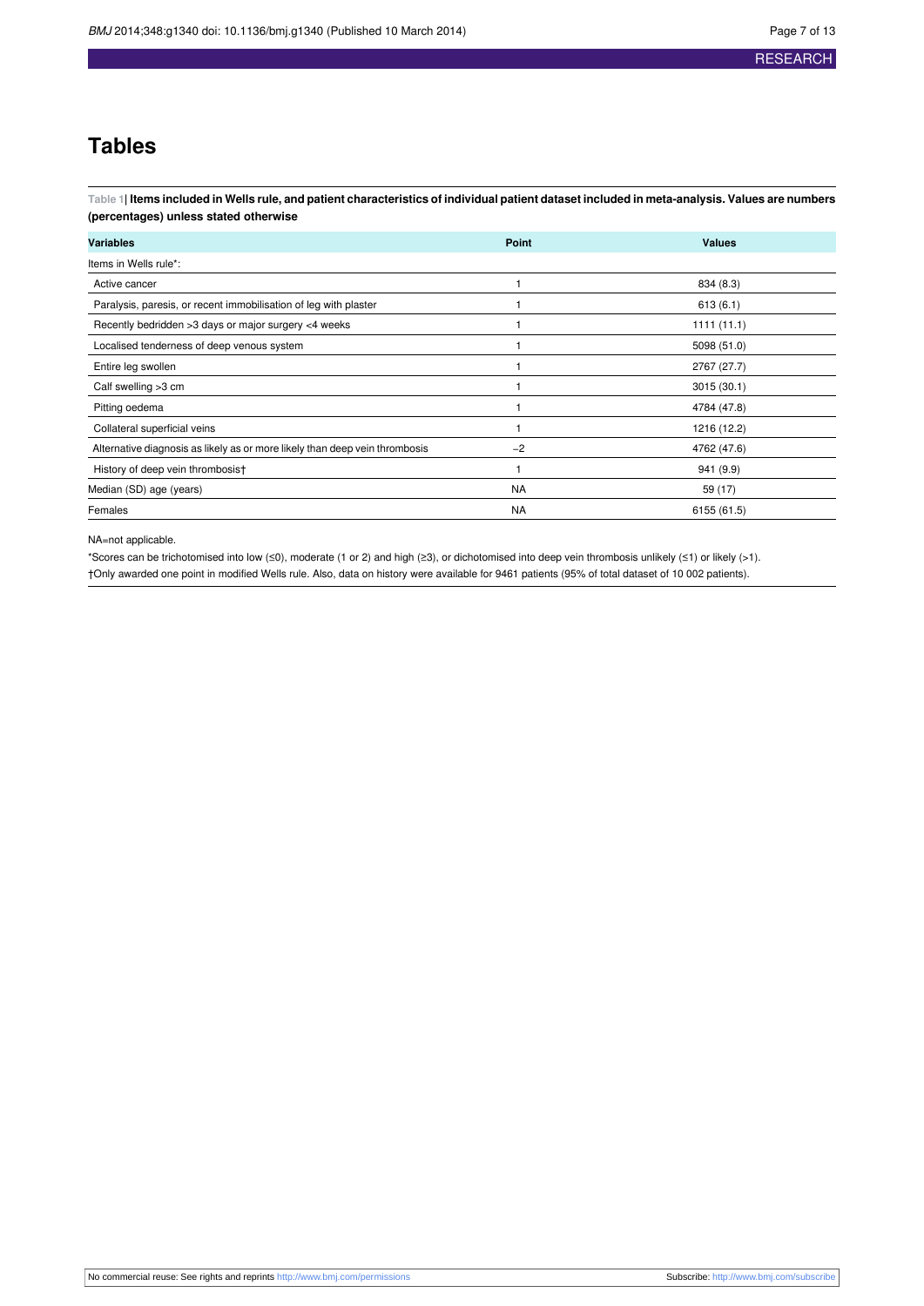# Tables

**Table 1| Items included in Wells rule, and patient characteristics of individual patient dataset included in meta-analysis. Values are numbers (percentages) unless stated otherwise**

| Variables | Point | Values |
|---|---|---|
| Items in Wells rule*: | | |
| Active cancer | 1 | 834 (8.3) |
| Paralysis, paresis, or recent immobilisation of leg with plaster | 1 | 613 (6.1) |
| Recently bedridden >3 days or major surgery <4 weeks | 1 | 1111 (11.1) |
| Localised tenderness of deep venous system | 1 | 5098 (51.0) |
| Entire leg swollen | 1 | 2767 (27.7) |
| Calf swelling >3 cm | 1 | 3015 (30.1) |
| Pitting oedema | 1 | 4784 (47.8) |
| Collateral superficial veins | 1 | 1216 (12.2) |
| Alternative diagnosis as likely as or more likely than deep vein thrombosis | −2 | 4762 (47.6) |
| History of deep vein thrombosis† | 1 | 941 (9.9) |
| Median (SD) age (years) | NA | 59 (17) |
| Females | NA | 6155 (61.5) |

NA=not applicable.

*Scores can be trichotomised into low (≤0), moderate (1 or 2) and high (≥3), or dichotomised into deep vein thrombosis unlikely (≤1) or likely (>1).

†Only awarded one point in modified Wells rule. Also, data on history were available for 9461 patients (95% of total dataset of 10 002 patients).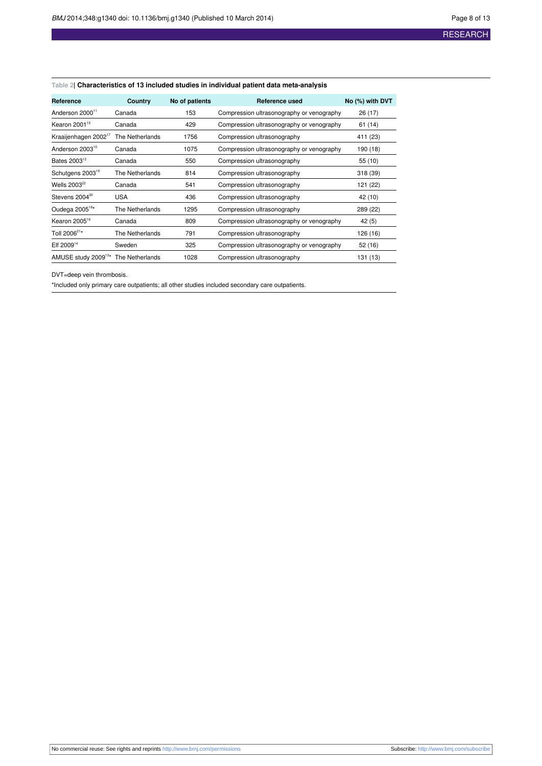**Table 2| Characteristics of 13 included studies in individual patient data meta-analysis**

| Reference | Country | No of patients | Reference used | No (%) with DVT |
|---|---|---|---|---|
| Anderson 2000[11] | Canada | 153 | Compression ultrasonography or venography | 26 (17) |
| Kearon 2001[15] | Canada | 429 | Compression ultrasonography or venography | 61 (14) |
| Kraaijenhagen 2002[17] | The Netherlands | 1756 | Compression ultrasonography | 411 (23) |
| Anderson 2003[10] | Canada | 1075 | Compression ultrasonography or venography | 190 (18) |
| Bates 2003[12] | Canada | 550 | Compression ultrasonography | 55 (10) |
| Schutgens 2003[19] | The Netherlands | 814 | Compression ultrasonography | 318 (39) |
| Wells 2003[22] | Canada | 541 | Compression ultrasonography | 121 (22) |
| Stevens 2004[20] | USA | 436 | Compression ultrasonography | 42 (10) |
| Oudega 2005[18]* | The Netherlands | 1295 | Compression ultrasonography | 289 (22) |
| Kearon 2005[16] | Canada | 809 | Compression ultrasonography or venography | 42 (5) |
| Toll 2006[21]* | The Netherlands | 791 | Compression ultrasonography | 126 (16) |
| Elf 2009[14] | Sweden | 325 | Compression ultrasonography or venography | 52 (16) |
| AMUSE study 2009[13]* | The Netherlands | 1028 | Compression ultrasonography | 131 (13) |

DVT=deep vein thrombosis.

*Included only primary care outpatients; all other studies included secondary care outpatients.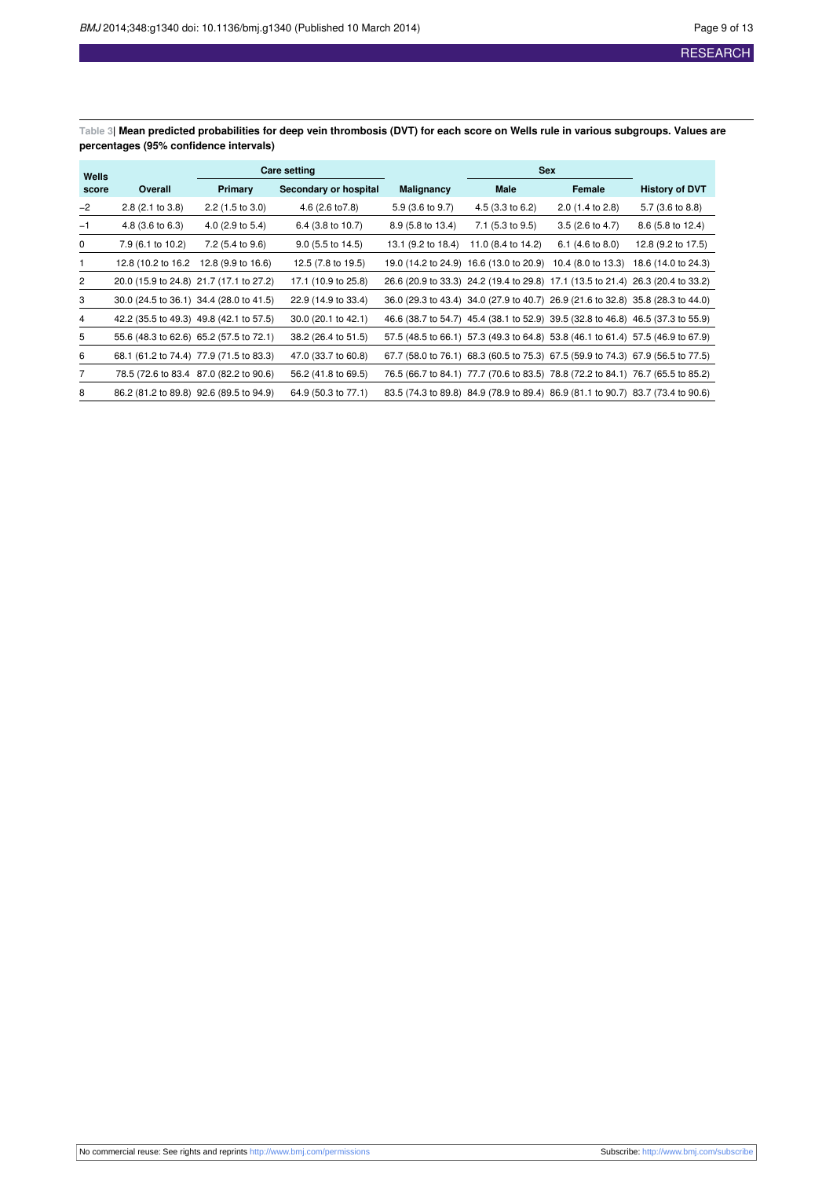**Table 3| Mean predicted probabilities for deep vein thrombosis (DVT) for each score on Wells rule in various subgroups. Values are percentages (95% confidence intervals)**

| Wells score | Overall | Care setting | | Malignancy | Sex | | History of DVT |
|---|---|---|---|---|---|---|---|
| | | Primary | Secondary or hospital | | Male | Female | |
| −2 | 2.8 (2.1 to 3.8) | 2.2 (1.5 to 3.0) | 4.6 (2.6 to7.8) | 5.9 (3.6 to 9.7) | 4.5 (3.3 to 6.2) | 2.0 (1.4 to 2.8) | 5.7 (3.6 to 8.8) |
| −1 | 4.8 (3.6 to 6.3) | 4.0 (2.9 to 5.4) | 6.4 (3.8 to 10.7) | 8.9 (5.8 to 13.4) | 7.1 (5.3 to 9.5) | 3.5 (2.6 to 4.7) | 8.6 (5.8 to 12.4) |
| 0 | 7.9 (6.1 to 10.2) | 7.2 (5.4 to 9.6) | 9.0 (5.5 to 14.5) | 13.1 (9.2 to 18.4) | 11.0 (8.4 to 14.2) | 6.1 (4.6 to 8.0) | 12.8 (9.2 to 17.5) |
| 1 | 12.8 (10.2 to 16.2 | 12.8 (9.9 to 16.6) | 12.5 (7.8 to 19.5) | 19.0 (14.2 to 24.9) | 16.6 (13.0 to 20.9) | 10.4 (8.0 to 13.3) | 18.6 (14.0 to 24.3) |
| 2 | 20.0 (15.9 to 24.8) | 21.7 (17.1 to 27.2) | 17.1 (10.9 to 25.8) | 26.6 (20.9 to 33.3) | 24.2 (19.4 to 29.8) | 17.1 (13.5 to 21.4) | 26.3 (20.4 to 33.2) |
| 3 | 30.0 (24.5 to 36.1) | 34.4 (28.0 to 41.5) | 22.9 (14.9 to 33.4) | 36.0 (29.3 to 43.4) | 34.0 (27.9 to 40.7) | 26.9 (21.6 to 32.8) | 35.8 (28.3 to 44.0) |
| 4 | 42.2 (35.5 to 49.3) | 49.8 (42.1 to 57.5) | 30.0 (20.1 to 42.1) | 46.6 (38.7 to 54.7) | 45.4 (38.1 to 52.9) | 39.5 (32.8 to 46.8) | 46.5 (37.3 to 55.9) |
| 5 | 55.6 (48.3 to 62.6) | 65.2 (57.5 to 72.1) | 38.2 (26.4 to 51.5) | 57.5 (48.5 to 66.1) | 57.3 (49.3 to 64.8) | 53.8 (46.1 to 61.4) | 57.5 (46.9 to 67.9) |
| 6 | 68.1 (61.2 to 74.4) | 77.9 (71.5 to 83.3) | 47.0 (33.7 to 60.8) | 67.7 (58.0 to 76.1) | 68.3 (60.5 to 75.3) | 67.5 (59.9 to 74.3) | 67.9 (56.5 to 77.5) |
| 7 | 78.5 (72.6 to 83.4 | 87.0 (82.2 to 90.6) | 56.2 (41.8 to 69.5) | 76.5 (66.7 to 84.1) | 77.7 (70.6 to 83.5) | 78.8 (72.2 to 84.1) | 76.7 (65.5 to 85.2) |
| 8 | 86.2 (81.2 to 89.8) | 92.6 (89.5 to 94.9) | 64.9 (50.3 to 77.1) | 83.5 (74.3 to 89.8) | 84.9 (78.9 to 89.4) | 86.9 (81.1 to 90.7) | 83.7 (73.4 to 90.6) |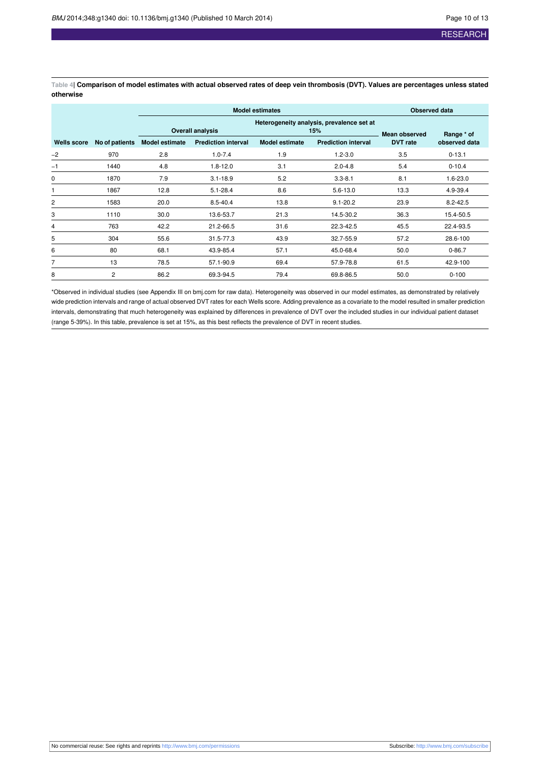**Table 4| Comparison of model estimates with actual observed rates of deep vein thrombosis (DVT). Values are percentages unless stated otherwise**

| | | Model estimates | | | | Observed data | |
|---|---|---|---|---|---|---|---|
| | | Overall analysis | | Heterogeneity analysis, prevalence set at 15% | | | |
| Wells score | No of patients | Model estimate | Prediction interval | Model estimate | Prediction interval | Mean observed DVT rate | Range * of observed data |
| −2 | 970 | 2.8 | 1.0-7.4 | 1.9 | 1.2-3.0 | 3.5 | 0-13.1 |
| −1 | 1440 | 4.8 | 1.8-12.0 | 3.1 | 2.0-4.8 | 5.4 | 0-10.4 |
| 0 | 1870 | 7.9 | 3.1-18.9 | 5.2 | 3.3-8.1 | 8.1 | 1.6-23.0 |
| 1 | 1867 | 12.8 | 5.1-28.4 | 8.6 | 5.6-13.0 | 13.3 | 4.9-39.4 |
| 2 | 1583 | 20.0 | 8.5-40.4 | 13.8 | 9.1-20.2 | 23.9 | 8.2-42.5 |
| 3 | 1110 | 30.0 | 13.6-53.7 | 21.3 | 14.5-30.2 | 36.3 | 15.4-50.5 |
| 4 | 763 | 42.2 | 21.2-66.5 | 31.6 | 22.3-42.5 | 45.5 | 22.4-93.5 |
| 5 | 304 | 55.6 | 31.5-77.3 | 43.9 | 32.7-55.9 | 57.2 | 28.6-100 |
| 6 | 80 | 68.1 | 43.9-85.4 | 57.1 | 45.0-68.4 | 50.0 | 0-86.7 |
| 7 | 13 | 78.5 | 57.1-90.9 | 69.4 | 57.9-78.8 | 61.5 | 42.9-100 |
| 8 | 2 | 86.2 | 69.3-94.5 | 79.4 | 69.8-86.5 | 50.0 | 0-100 |

*Observed in individual studies (see Appendix III on bmj.com for raw data). Heterogeneity was observed in our model estimates, as demonstrated by relatively wide prediction intervals and range of actual observed DVT rates for each Wells score. Adding prevalence as a covariate to the model resulted in smaller prediction intervals, demonstrating that much heterogeneity was explained by differences in prevalence of DVT over the included studies in our individual patient dataset (range 5-39%). In this table, prevalence is set at 15%, as this best reflects the prevalence of DVT in recent studies.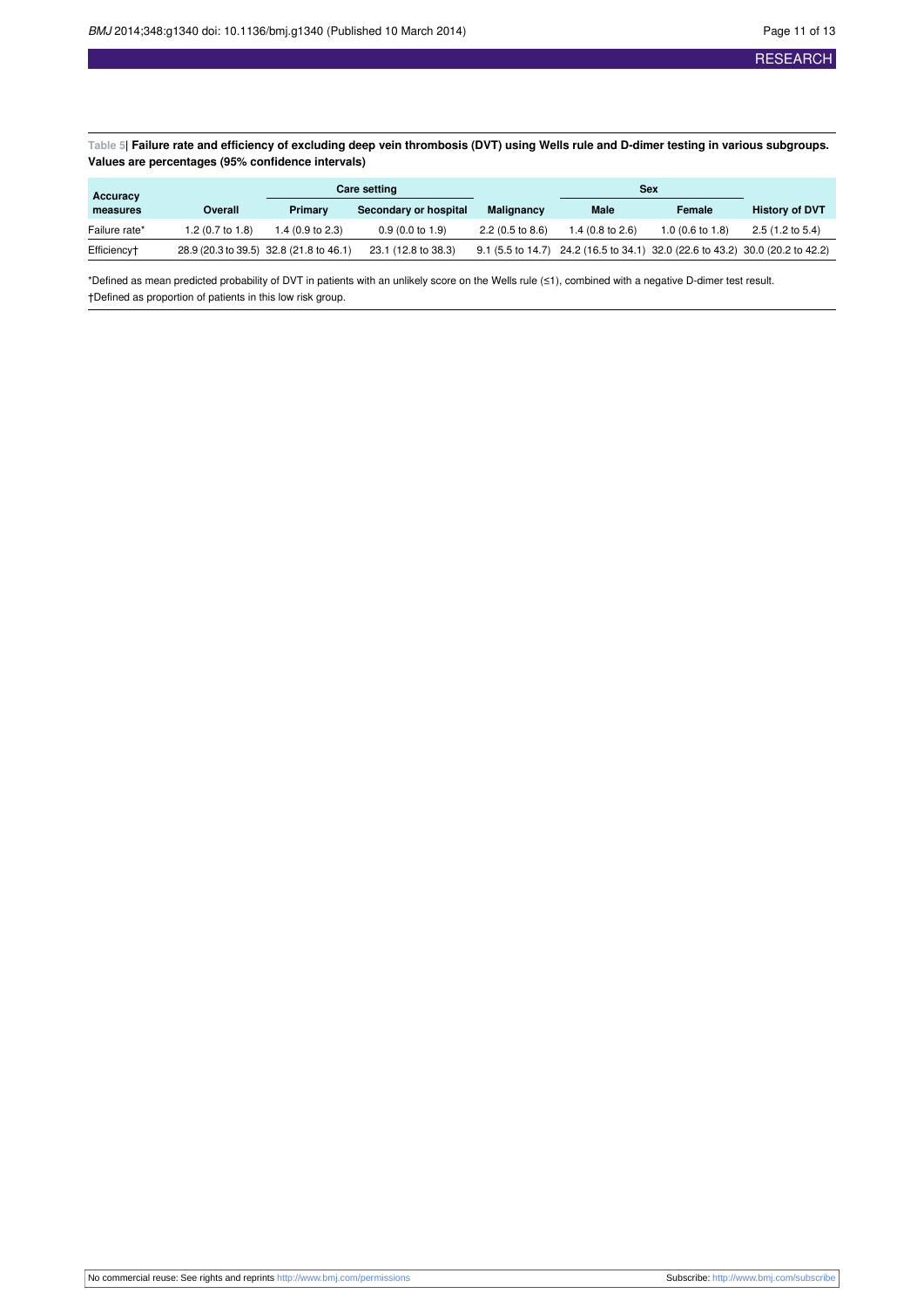**Table 5| Failure rate and efficiency of excluding deep vein thrombosis (DVT) using Wells rule and D-dimer testing in various subgroups. Values are percentages (95% confidence intervals)**

| Accuracy measures | Overall | Care setting | | Malignancy | Sex | | History of DVT |
|---|---|---|---|---|---|---|---|
| | | Primary | Secondary or hospital | | Male | Female | |
| Failure rate* | 1.2 (0.7 to 1.8) | 1.4 (0.9 to 2.3) | 0.9 (0.0 to 1.9) | 2.2 (0.5 to 8.6) | 1.4 (0.8 to 2.6) | 1.0 (0.6 to 1.8) | 2.5 (1.2 to 5.4) |
| Efficiency† | 28.9 (20.3 to 39.5) | 32.8 (21.8 to 46.1) | 23.1 (12.8 to 38.3) | 9.1 (5.5 to 14.7) | 24.2 (16.5 to 34.1) | 32.0 (22.6 to 43.2) | 30.0 (20.2 to 42.2) |

*Defined as mean predicted probability of DVT in patients with an unlikely score on the Wells rule (≤1), combined with a negative D-dimer test result.

†Defined as proportion of patients in this low risk group.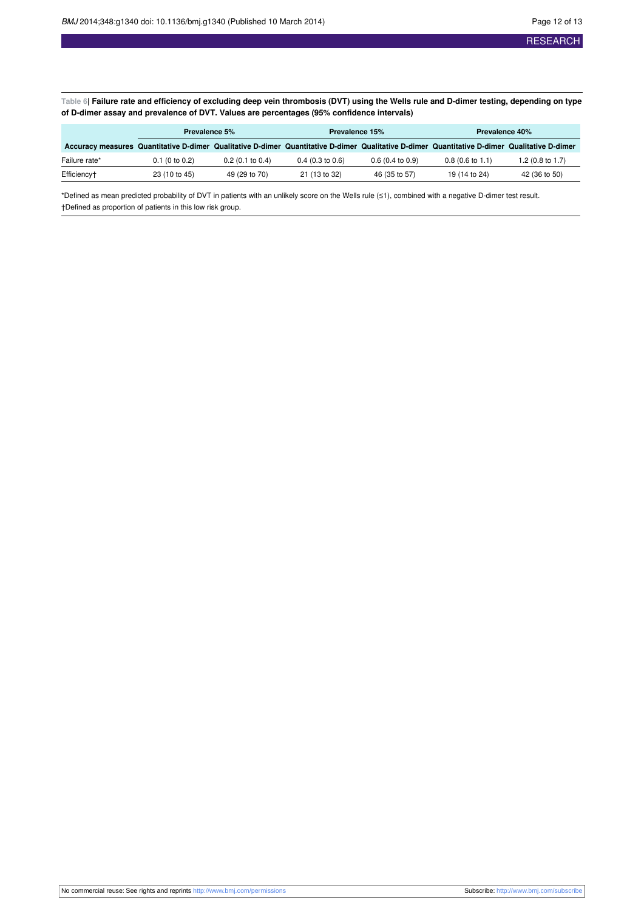Table 6| **Failure rate and efficiency of excluding deep vein thrombosis (DVT) using the Wells rule and D-dimer testing, depending on type of D-dimer assay and prevalence of DVT. Values are percentages (95% confidence intervals)**

| | Prevalence 5% | | Prevalence 15% | | Prevalence 40% | |
|---|---|---|---|---|---|---|
| **Accuracy measures** | **Quantitative D-dimer** | **Qualitative D-dimer** | **Quantitative D-dimer** | **Qualitative D-dimer** | **Quantitative D-dimer** | **Qualitative D-dimer** |
| Failure rate* | 0.1 (0 to 0.2) | 0.2 (0.1 to 0.4) | 0.4 (0.3 to 0.6) | 0.6 (0.4 to 0.9) | 0.8 (0.6 to 1.1) | 1.2 (0.8 to 1.7) |
| Efficiency† | 23 (10 to 45) | 49 (29 to 70) | 21 (13 to 32) | 46 (35 to 57) | 19 (14 to 24) | 42 (36 to 50) |

*Defined as mean predicted probability of DVT in patients with an unlikely score on the Wells rule (≤1), combined with a negative D-dimer test result.

†Defined as proportion of patients in this low risk group.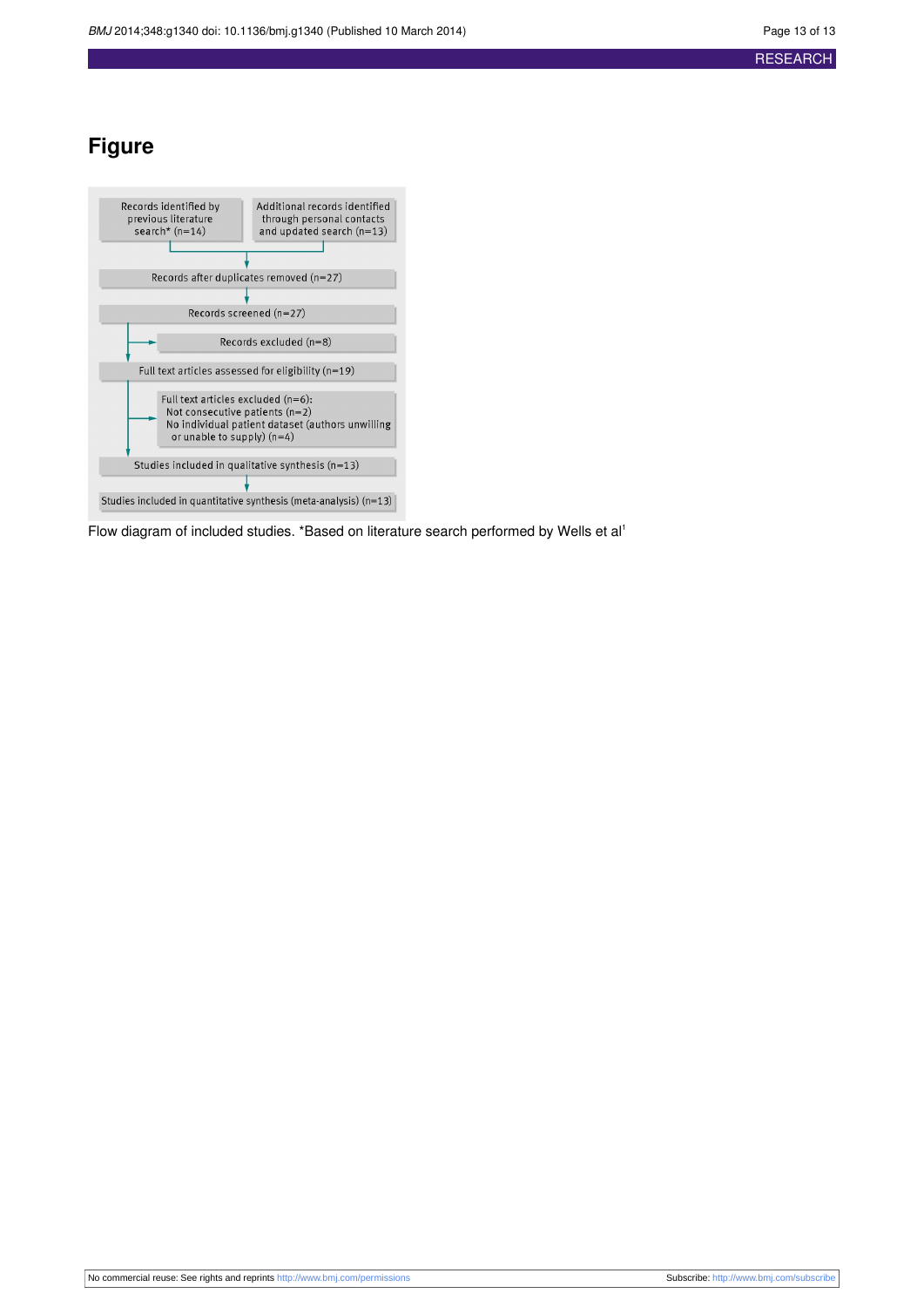# Figure

Records identified by previous literature search* (n=14)

Additional records identified through personal contacts and updated search (n=13)

Records after duplicates removed (n=27)

Records screened (n=27)

Records excluded (n=8)

Full text articles assessed for eligibility (n=19)

Full text articles excluded (n=6):
Not consecutive patients (n=2)
No individual patient dataset (authors unwilling or unable to supply) (n=4)

Studies included in qualitative synthesis (n=13)

Studies included in quantitative synthesis (meta-analysis) (n=13)

Flow diagram of included studies. *Based on literature search performed by Wells et al[1]